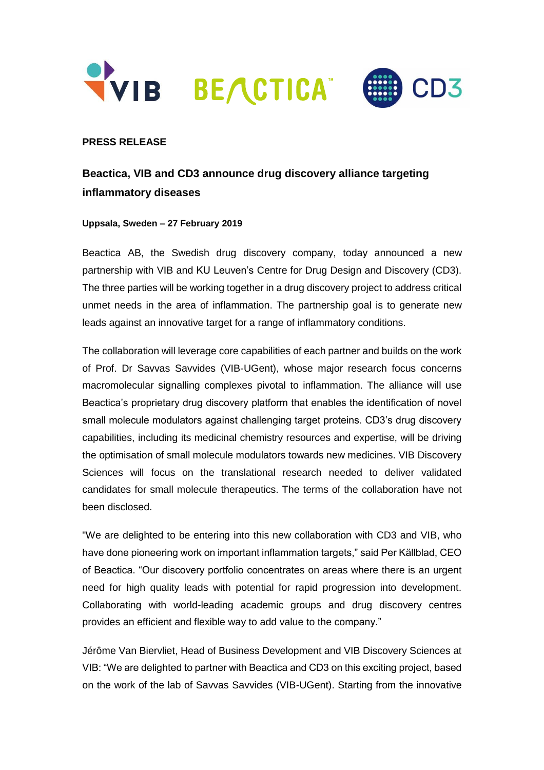**PRESS RELEASE**

# Beactica, VIB and CD3 announce drug discovery alliance targeting inflammatory diseases

**Uppsala, Sweden – 27 February 2019**

Beactica AB, the Swedish drug discovery company, today announced a new partnership with VIB and KU Leuven's Centre for Drug Design and Discovery (CD3). The three parties will be working together in a drug discovery project to address critical unmet needs in the area of inflammation. The partnership goal is to generate new leads against an innovative target for a range of inflammatory conditions.

The collaboration will leverage core capabilities of each partner and builds on the work of Prof. Dr Savvas Savvides (VIB-UGent), whose major research focus concerns macromolecular signalling complexes pivotal to inflammation. The alliance will use Beactica's proprietary drug discovery platform that enables the identification of novel small molecule modulators against challenging target proteins. CD3's drug discovery capabilities, including its medicinal chemistry resources and expertise, will be driving the optimisation of small molecule modulators towards new medicines. VIB Discovery Sciences will focus on the translational research needed to deliver validated candidates for small molecule therapeutics. The terms of the collaboration have not been disclosed.

"We are delighted to be entering into this new collaboration with CD3 and VIB, who have done pioneering work on important inflammation targets," said Per Källblad, CEO of Beactica. "Our discovery portfolio concentrates on areas where there is an urgent need for high quality leads with potential for rapid progression into development. Collaborating with world-leading academic groups and drug discovery centres provides an efficient and flexible way to add value to the company."

Jérôme Van Biervliet, Head of Business Development and VIB Discovery Sciences at VIB: "We are delighted to partner with Beactica and CD3 on this exciting project, based on the work of the lab of Savvas Savvides (VIB-UGent). Starting from the innovative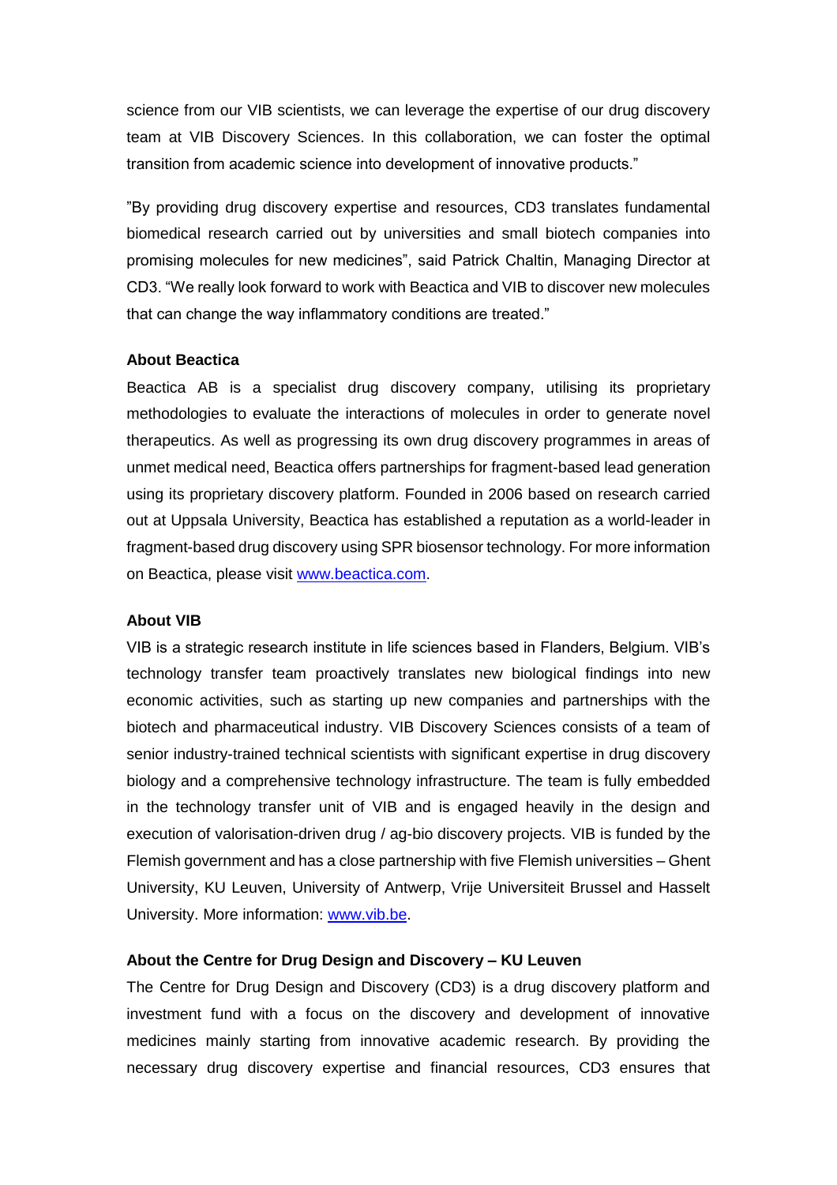science from our VIB scientists, we can leverage the expertise of our drug discovery team at VIB Discovery Sciences. In this collaboration, we can foster the optimal transition from academic science into development of innovative products."

"By providing drug discovery expertise and resources, CD3 translates fundamental biomedical research carried out by universities and small biotech companies into promising molecules for new medicines", said Patrick Chaltin, Managing Director at CD3. "We really look forward to work with Beactica and VIB to discover new molecules that can change the way inflammatory conditions are treated."

**About Beactica**

Beactica AB is a specialist drug discovery company, utilising its proprietary methodologies to evaluate the interactions of molecules in order to generate novel therapeutics. As well as progressing its own drug discovery programmes in areas of unmet medical need, Beactica offers partnerships for fragment-based lead generation using its proprietary discovery platform. Founded in 2006 based on research carried out at Uppsala University, Beactica has established a reputation as a world-leader in fragment-based drug discovery using SPR biosensor technology. For more information on Beactica, please visit [www.beactica.com](http://www.beactica.com).

**About VIB**

VIB is a strategic research institute in life sciences based in Flanders, Belgium. VIB's technology transfer team proactively translates new biological findings into new economic activities, such as starting up new companies and partnerships with the biotech and pharmaceutical industry. VIB Discovery Sciences consists of a team of senior industry-trained technical scientists with significant expertise in drug discovery biology and a comprehensive technology infrastructure. The team is fully embedded in the technology transfer unit of VIB and is engaged heavily in the design and execution of valorisation-driven drug / ag-bio discovery projects. VIB is funded by the Flemish government and has a close partnership with five Flemish universities – Ghent University, KU Leuven, University of Antwerp, Vrije Universiteit Brussel and Hasselt University. More information: [www.vib.be](http://www.vib.be).

**About the Centre for Drug Design and Discovery – KU Leuven**

The Centre for Drug Design and Discovery (CD3) is a drug discovery platform and investment fund with a focus on the discovery and development of innovative medicines mainly starting from innovative academic research. By providing the necessary drug discovery expertise and financial resources, CD3 ensures that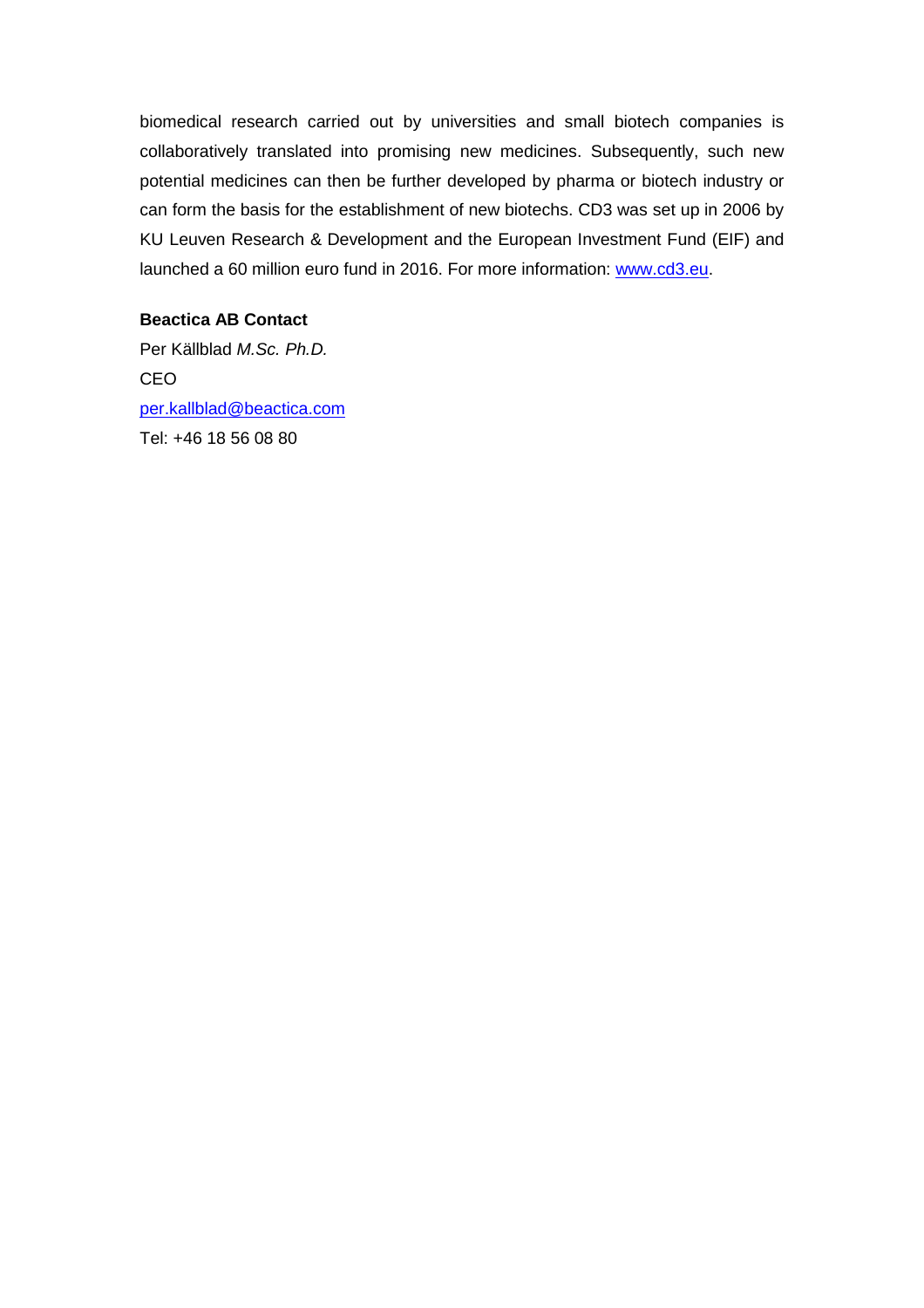biomedical research carried out by universities and small biotech companies is collaboratively translated into promising new medicines. Subsequently, such new potential medicines can then be further developed by pharma or biotech industry or can form the basis for the establishment of new biotechs. CD3 was set up in 2006 by KU Leuven Research & Development and the European Investment Fund (EIF) and launched a 60 million euro fund in 2016. For more information: [www.cd3.eu](http://www.cd3.eu).

**Beactica AB Contact**

Per Källblad *M.Sc. Ph.D.*  
CEO  
[per.kallblad@beactica.com](mailto:per.kallblad@beactica.com)  
Tel: +46 18 56 08 80